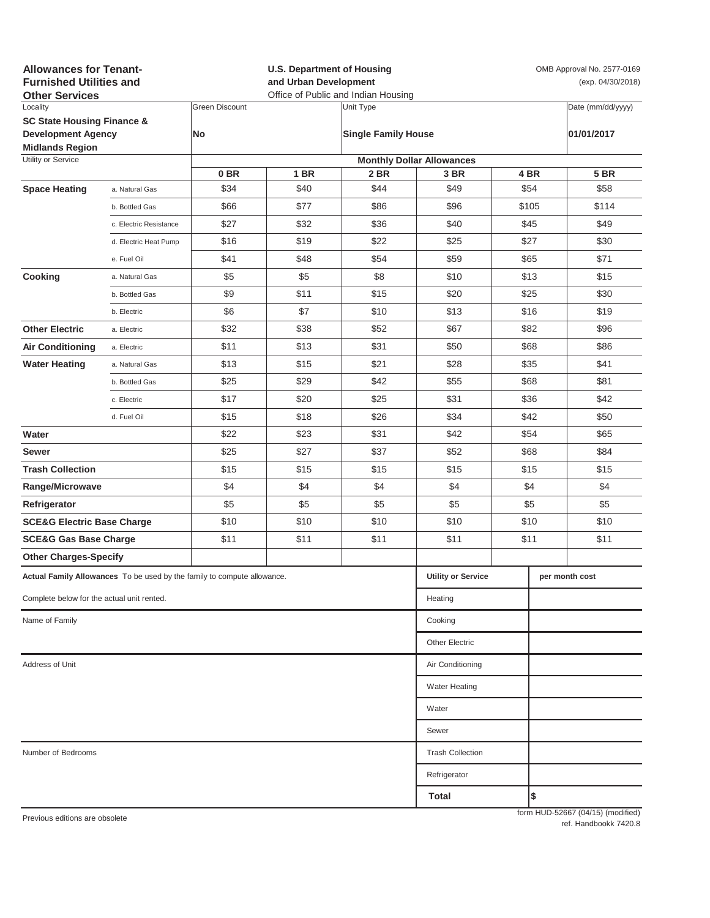**Allowances for Tenant-Furnished Utilities and Other Services**

**U.S. Department of Housing and Urban Development**
Office of Public and Indian Housing

OMB Approval No. 2577-0169
(exp. 04/30/2018)

| Locality | Green Discount | Unit Type | Date (mm/dd/yyyy) |
|---|---|---|---|
| **SC State Housing Finance & Development Agency Midlands Region** | **No** | **Single Family House** | **01/01/2017** |

| Utility or Service | | Monthly Dollar Allowances | | | | | |
|---|---|---|---|---|---|---|---|
| | | **0 BR** | **1 BR** | **2 BR** | **3 BR** | **4 BR** | **5 BR** |
| **Space Heating** | a. Natural Gas | $34 | $40 | $44 | $49 | $54 | $58 |
| | b. Bottled Gas | $66 | $77 | $86 | $96 | $105 | $114 |
| | c. Electric Resistance | $27 | $32 | $36 | $40 | $45 | $49 |
| | d. Electric Heat Pump | $16 | $19 | $22 | $25 | $27 | $30 |
| | e. Fuel Oil | $41 | $48 | $54 | $59 | $65 | $71 |
| **Cooking** | a. Natural Gas | $5 | $5 | $8 | $10 | $13 | $15 |
| | b. Bottled Gas | $9 | $11 | $15 | $20 | $25 | $30 |
| | b. Electric | $6 | $7 | $10 | $13 | $16 | $19 |
| **Other Electric** | a. Electric | $32 | $38 | $52 | $67 | $82 | $96 |
| **Air Conditioning** | a. Electric | $11 | $13 | $31 | $50 | $68 | $86 |
| **Water Heating** | a. Natural Gas | $13 | $15 | $21 | $28 | $35 | $41 |
| | b. Bottled Gas | $25 | $29 | $42 | $55 | $68 | $81 |
| | c. Electric | $17 | $20 | $25 | $31 | $36 | $42 |
| | d. Fuel Oil | $15 | $18 | $26 | $34 | $42 | $50 |
| **Water** | | $22 | $23 | $31 | $42 | $54 | $65 |
| **Sewer** | | $25 | $27 | $37 | $52 | $68 | $84 |
| **Trash Collection** | | $15 | $15 | $15 | $15 | $15 | $15 |
| **Range/Microwave** | | $4 | $4 | $4 | $4 | $4 | $4 |
| **Refrigerator** | | $5 | $5 | $5 | $5 | $5 | $5 |
| **SCE&G Electric Base Charge** | | $10 | $10 | $10 | $10 | $10 | $10 |
| **SCE&G Gas Base Charge** | | $11 | $11 | $11 | $11 | $11 | $11 |
| **Other Charges-Specify** | | | | | | | |

**Actual Family Allowances** To be used by the family to compute allowance.

Complete below for the actual unit rented.

Name of Family

Address of Unit

Number of Bedrooms

| **Utility or Service** | **per month cost** |
|---|---|
| Heating | |
| Cooking | |
| Other Electric | |
| Air Conditioning | |
| Water Heating | |
| Water | |
| Sewer | |
| Trash Collection | |
| Refrigerator | |
| **Total** | **$** |

Previous editions are obsolete

form HUD-52667 (04/15) (modified)
ref. Handbookk 7420.8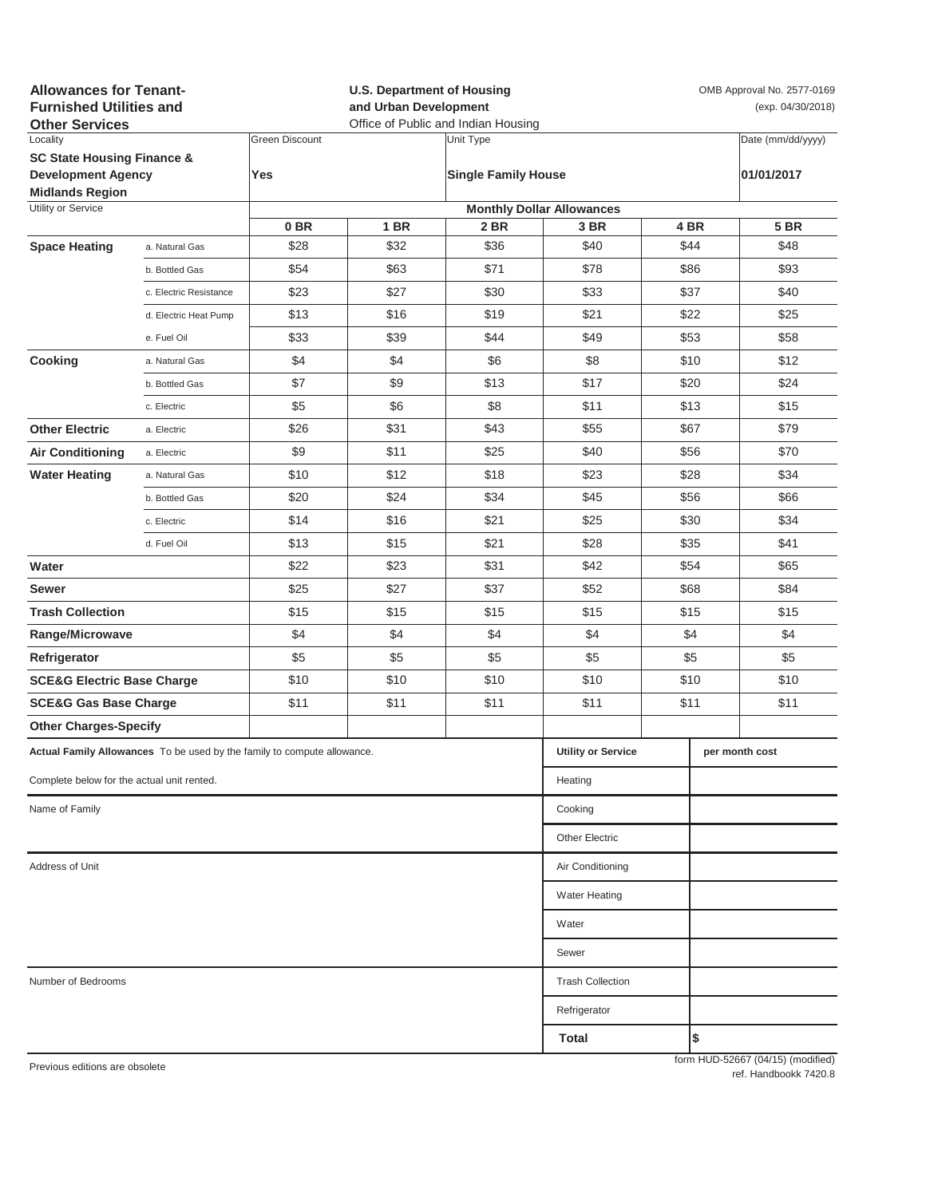**Allowances for Tenant-Furnished Utilities and Other Services**

**U.S. Department of Housing and Urban Development**
Office of Public and Indian Housing

OMB Approval No. 2577-0169
(exp. 04/30/2018)

| Locality | Green Discount | Unit Type | Date (mm/dd/yyyy) |
|---|---|---|---|
| **SC State Housing Finance & Development Agency Midlands Region** | **Yes** | **Single Family House** | **01/01/2017** |

| Utility or Service | | Monthly Dollar Allowances | | | | | |
|---|---|---|---|---|---|---|---|
| | | **0 BR** | **1 BR** | **2 BR** | **3 BR** | **4 BR** | **5 BR** |
| **Space Heating** | a. Natural Gas | $28 | $32 | $36 | $40 | $44 | $48 |
| | b. Bottled Gas | $54 | $63 | $71 | $78 | $86 | $93 |
| | c. Electric Resistance | $23 | $27 | $30 | $33 | $37 | $40 |
| | d. Electric Heat Pump | $13 | $16 | $19 | $21 | $22 | $25 |
| | e. Fuel Oil | $33 | $39 | $44 | $49 | $53 | $58 |
| **Cooking** | a. Natural Gas | $4 | $4 | $6 | $8 | $10 | $12 |
| | b. Bottled Gas | $7 | $9 | $13 | $17 | $20 | $24 |
| | c. Electric | $5 | $6 | $8 | $11 | $13 | $15 |
| **Other Electric** | a. Electric | $26 | $31 | $43 | $55 | $67 | $79 |
| **Air Conditioning** | a. Electric | $9 | $11 | $25 | $40 | $56 | $70 |
| **Water Heating** | a. Natural Gas | $10 | $12 | $18 | $23 | $28 | $34 |
| | b. Bottled Gas | $20 | $24 | $34 | $45 | $56 | $66 |
| | c. Electric | $14 | $16 | $21 | $25 | $30 | $34 |
| | d. Fuel Oil | $13 | $15 | $21 | $28 | $35 | $41 |
| **Water** | | $22 | $23 | $31 | $42 | $54 | $65 |
| **Sewer** | | $25 | $27 | $37 | $52 | $68 | $84 |
| **Trash Collection** | | $15 | $15 | $15 | $15 | $15 | $15 |
| **Range/Microwave** | | $4 | $4 | $4 | $4 | $4 | $4 |
| **Refrigerator** | | $5 | $5 | $5 | $5 | $5 | $5 |
| **SCE&G Electric Base Charge** | | $10 | $10 | $10 | $10 | $10 | $10 |
| **SCE&G Gas Base Charge** | | $11 | $11 | $11 | $11 | $11 | $11 |
| **Other Charges-Specify** | | | | | | | |

**Actual Family Allowances** To be used by the family to compute allowance.

Complete below for the actual unit rented.

Name of Family

Address of Unit

Number of Bedrooms

| Utility or Service | per month cost |
|---|---|
| Heating | |
| Cooking | |
| Other Electric | |
| Air Conditioning | |
| Water Heating | |
| Water | |
| Sewer | |
| Trash Collection | |
| Refrigerator | |
| **Total** | $ |

Previous editions are obsolete

form HUD-52667 (04/15) (modified)
ref. Handbookk 7420.8